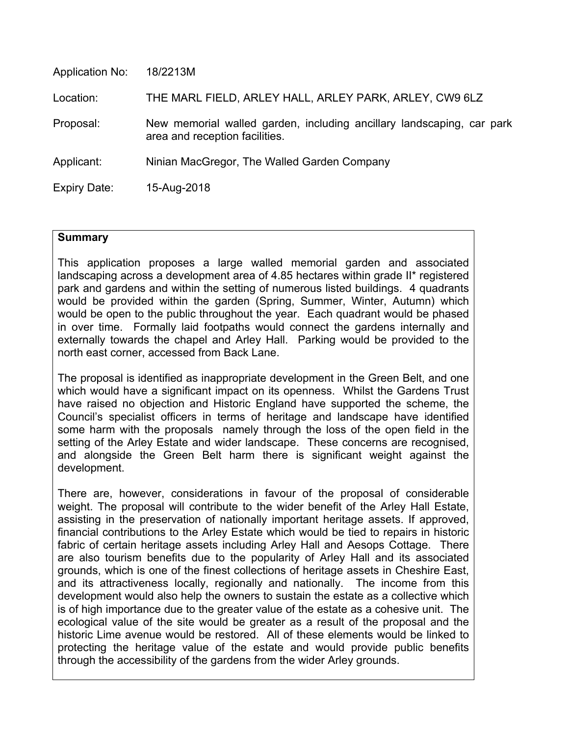Application No: 18/2213M

Location: THE MARL FIELD, ARLEY HALL, ARLEY PARK, ARLEY, CW9 6LZ

Proposal: New memorial walled garden, including ancillary landscaping, car park area and reception facilities.

Applicant: Ninian MacGregor, The Walled Garden Company

Expiry Date: 15-Aug-2018

**Summary**

This application proposes a large walled memorial garden and associated landscaping across a development area of 4.85 hectares within grade II* registered park and gardens and within the setting of numerous listed buildings. 4 quadrants would be provided within the garden (Spring, Summer, Winter, Autumn) which would be open to the public throughout the year. Each quadrant would be phased in over time. Formally laid footpaths would connect the gardens internally and externally towards the chapel and Arley Hall. Parking would be provided to the north east corner, accessed from Back Lane.

The proposal is identified as inappropriate development in the Green Belt, and one which would have a significant impact on its openness. Whilst the Gardens Trust have raised no objection and Historic England have supported the scheme, the Council's specialist officers in terms of heritage and landscape have identified some harm with the proposals namely through the loss of the open field in the setting of the Arley Estate and wider landscape. These concerns are recognised, and alongside the Green Belt harm there is significant weight against the development.

There are, however, considerations in favour of the proposal of considerable weight. The proposal will contribute to the wider benefit of the Arley Hall Estate, assisting in the preservation of nationally important heritage assets. If approved, financial contributions to the Arley Estate which would be tied to repairs in historic fabric of certain heritage assets including Arley Hall and Aesops Cottage. There are also tourism benefits due to the popularity of Arley Hall and its associated grounds, which is one of the finest collections of heritage assets in Cheshire East, and its attractiveness locally, regionally and nationally. The income from this development would also help the owners to sustain the estate as a collective which is of high importance due to the greater value of the estate as a cohesive unit. The ecological value of the site would be greater as a result of the proposal and the historic Lime avenue would be restored. All of these elements would be linked to protecting the heritage value of the estate and would provide public benefits through the accessibility of the gardens from the wider Arley grounds.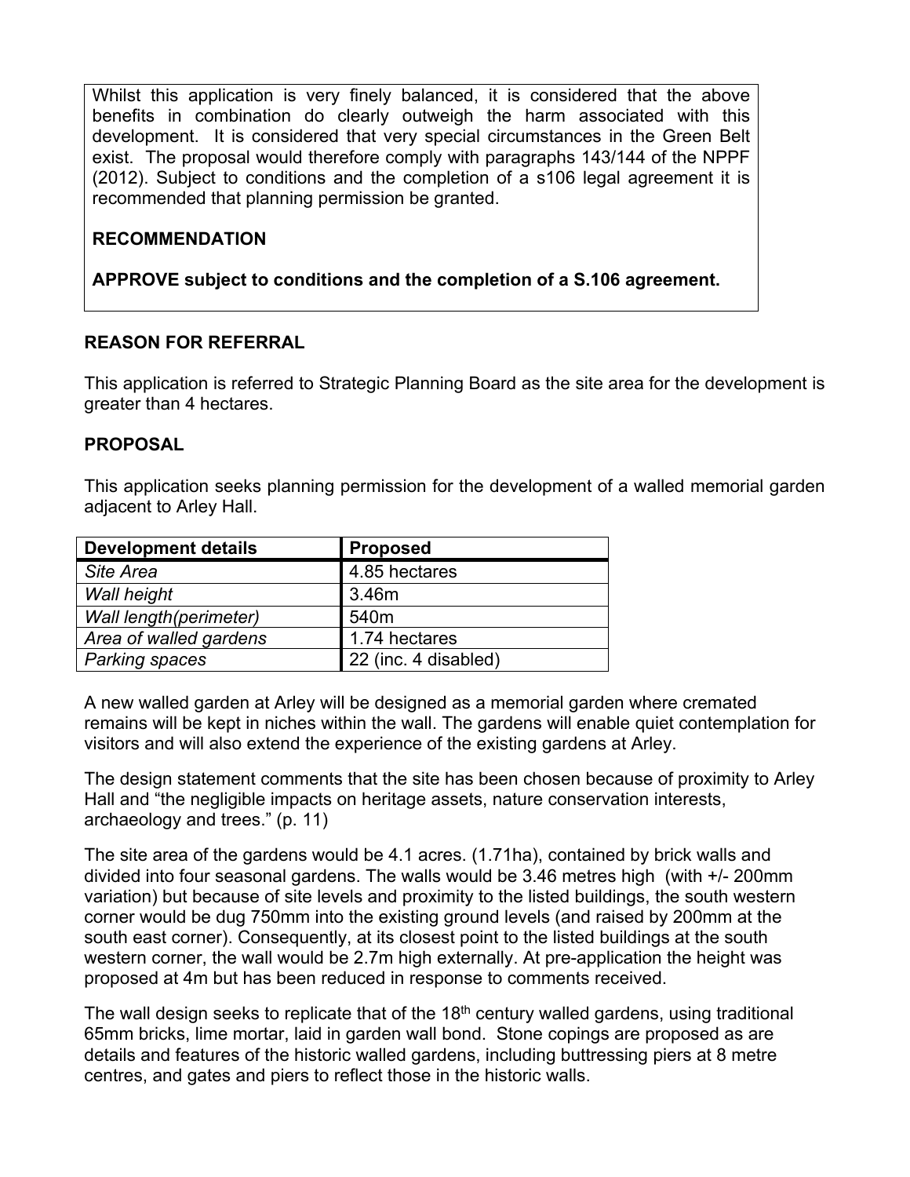Whilst this application is very finely balanced, it is considered that the above benefits in combination do clearly outweigh the harm associated with this development. It is considered that very special circumstances in the Green Belt exist. The proposal would therefore comply with paragraphs 143/144 of the NPPF (2012). Subject to conditions and the completion of a s106 legal agreement it is recommended that planning permission be granted.

**RECOMMENDATION**

**APPROVE subject to conditions and the completion of a S.106 agreement.**

**REASON FOR REFERRAL**

This application is referred to Strategic Planning Board as the site area for the development is greater than 4 hectares.

**PROPOSAL**

This application seeks planning permission for the development of a walled memorial garden adjacent to Arley Hall.

| Development details | Proposed |
|---|---|
| *Site Area* | 4.85 hectares |
| *Wall height* | 3.46m |
| *Wall length(perimeter)* | 540m |
| *Area of walled gardens* | 1.74 hectares |
| *Parking spaces* | 22 (inc. 4 disabled) |

A new walled garden at Arley will be designed as a memorial garden where cremated remains will be kept in niches within the wall. The gardens will enable quiet contemplation for visitors and will also extend the experience of the existing gardens at Arley.

The design statement comments that the site has been chosen because of proximity to Arley Hall and "the negligible impacts on heritage assets, nature conservation interests, archaeology and trees." (p. 11)

The site area of the gardens would be 4.1 acres. (1.71ha), contained by brick walls and divided into four seasonal gardens. The walls would be 3.46 metres high (with +/- 200mm variation) but because of site levels and proximity to the listed buildings, the south western corner would be dug 750mm into the existing ground levels (and raised by 200mm at the south east corner). Consequently, at its closest point to the listed buildings at the south western corner, the wall would be 2.7m high externally. At pre-application the height was proposed at 4m but has been reduced in response to comments received.

The wall design seeks to replicate that of the 18th century walled gardens, using traditional 65mm bricks, lime mortar, laid in garden wall bond. Stone copings are proposed as are details and features of the historic walled gardens, including buttressing piers at 8 metre centres, and gates and piers to reflect those in the historic walls.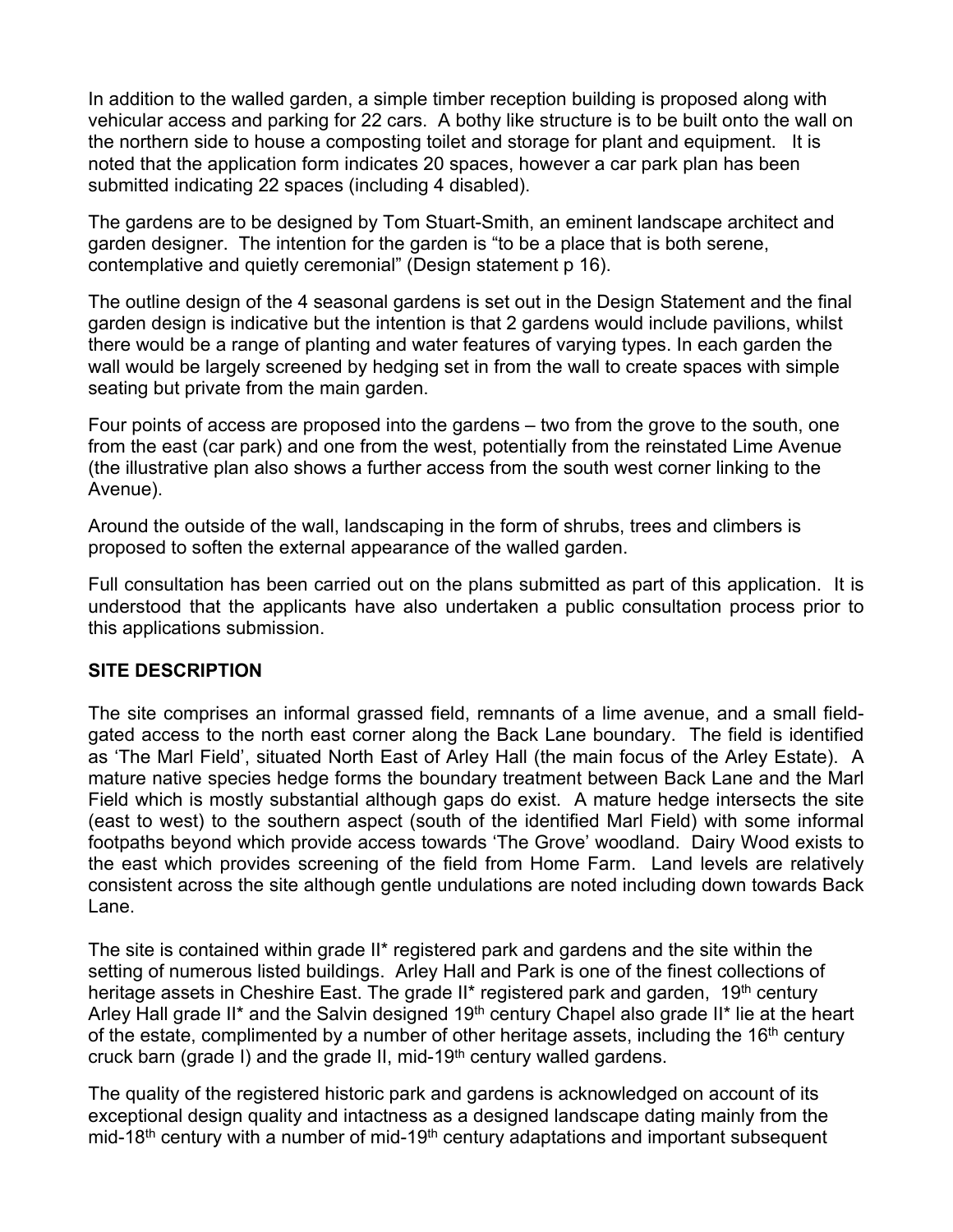In addition to the walled garden, a simple timber reception building is proposed along with vehicular access and parking for 22 cars. A bothy like structure is to be built onto the wall on the northern side to house a composting toilet and storage for plant and equipment. It is noted that the application form indicates 20 spaces, however a car park plan has been submitted indicating 22 spaces (including 4 disabled).

The gardens are to be designed by Tom Stuart-Smith, an eminent landscape architect and garden designer. The intention for the garden is "to be a place that is both serene, contemplative and quietly ceremonial" (Design statement p 16).

The outline design of the 4 seasonal gardens is set out in the Design Statement and the final garden design is indicative but the intention is that 2 gardens would include pavilions, whilst there would be a range of planting and water features of varying types. In each garden the wall would be largely screened by hedging set in from the wall to create spaces with simple seating but private from the main garden.

Four points of access are proposed into the gardens – two from the grove to the south, one from the east (car park) and one from the west, potentially from the reinstated Lime Avenue (the illustrative plan also shows a further access from the south west corner linking to the Avenue).

Around the outside of the wall, landscaping in the form of shrubs, trees and climbers is proposed to soften the external appearance of the walled garden.

Full consultation has been carried out on the plans submitted as part of this application. It is understood that the applicants have also undertaken a public consultation process prior to this applications submission.

## SITE DESCRIPTION

The site comprises an informal grassed field, remnants of a lime avenue, and a small field-gated access to the north east corner along the Back Lane boundary. The field is identified as 'The Marl Field', situated North East of Arley Hall (the main focus of the Arley Estate). A mature native species hedge forms the boundary treatment between Back Lane and the Marl Field which is mostly substantial although gaps do exist. A mature hedge intersects the site (east to west) to the southern aspect (south of the identified Marl Field) with some informal footpaths beyond which provide access towards 'The Grove' woodland. Dairy Wood exists to the east which provides screening of the field from Home Farm. Land levels are relatively consistent across the site although gentle undulations are noted including down towards Back Lane.

The site is contained within grade II* registered park and gardens and the site within the setting of numerous listed buildings. Arley Hall and Park is one of the finest collections of heritage assets in Cheshire East. The grade II* registered park and garden, 19th century Arley Hall grade II* and the Salvin designed 19th century Chapel also grade II* lie at the heart of the estate, complimented by a number of other heritage assets, including the 16th century cruck barn (grade I) and the grade II, mid-19th century walled gardens.

The quality of the registered historic park and gardens is acknowledged on account of its exceptional design quality and intactness as a designed landscape dating mainly from the mid-18th century with a number of mid-19th century adaptations and important subsequent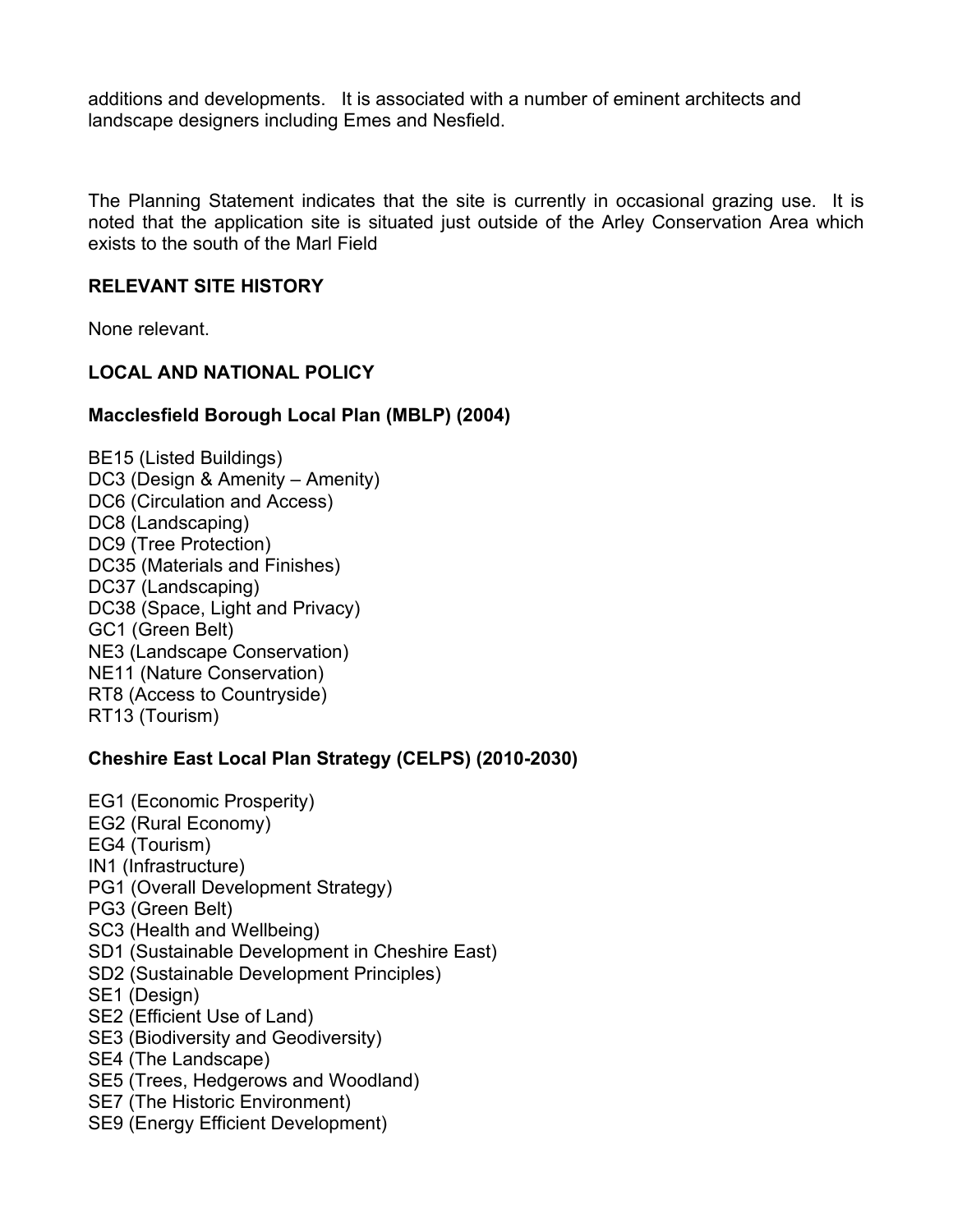additions and developments. It is associated with a number of eminent architects and landscape designers including Emes and Nesfield.

The Planning Statement indicates that the site is currently in occasional grazing use. It is noted that the application site is situated just outside of the Arley Conservation Area which exists to the south of the Marl Field

## RELEVANT SITE HISTORY

None relevant.

## LOCAL AND NATIONAL POLICY

### Macclesfield Borough Local Plan (MBLP) (2004)

BE15 (Listed Buildings)
DC3 (Design & Amenity – Amenity)
DC6 (Circulation and Access)
DC8 (Landscaping)
DC9 (Tree Protection)
DC35 (Materials and Finishes)
DC37 (Landscaping)
DC38 (Space, Light and Privacy)
GC1 (Green Belt)
NE3 (Landscape Conservation)
NE11 (Nature Conservation)
RT8 (Access to Countryside)
RT13 (Tourism)

### Cheshire East Local Plan Strategy (CELPS) (2010-2030)

EG1 (Economic Prosperity)
EG2 (Rural Economy)
EG4 (Tourism)
IN1 (Infrastructure)
PG1 (Overall Development Strategy)
PG3 (Green Belt)
SC3 (Health and Wellbeing)
SD1 (Sustainable Development in Cheshire East)
SD2 (Sustainable Development Principles)
SE1 (Design)
SE2 (Efficient Use of Land)
SE3 (Biodiversity and Geodiversity)
SE4 (The Landscape)
SE5 (Trees, Hedgerows and Woodland)
SE7 (The Historic Environment)
SE9 (Energy Efficient Development)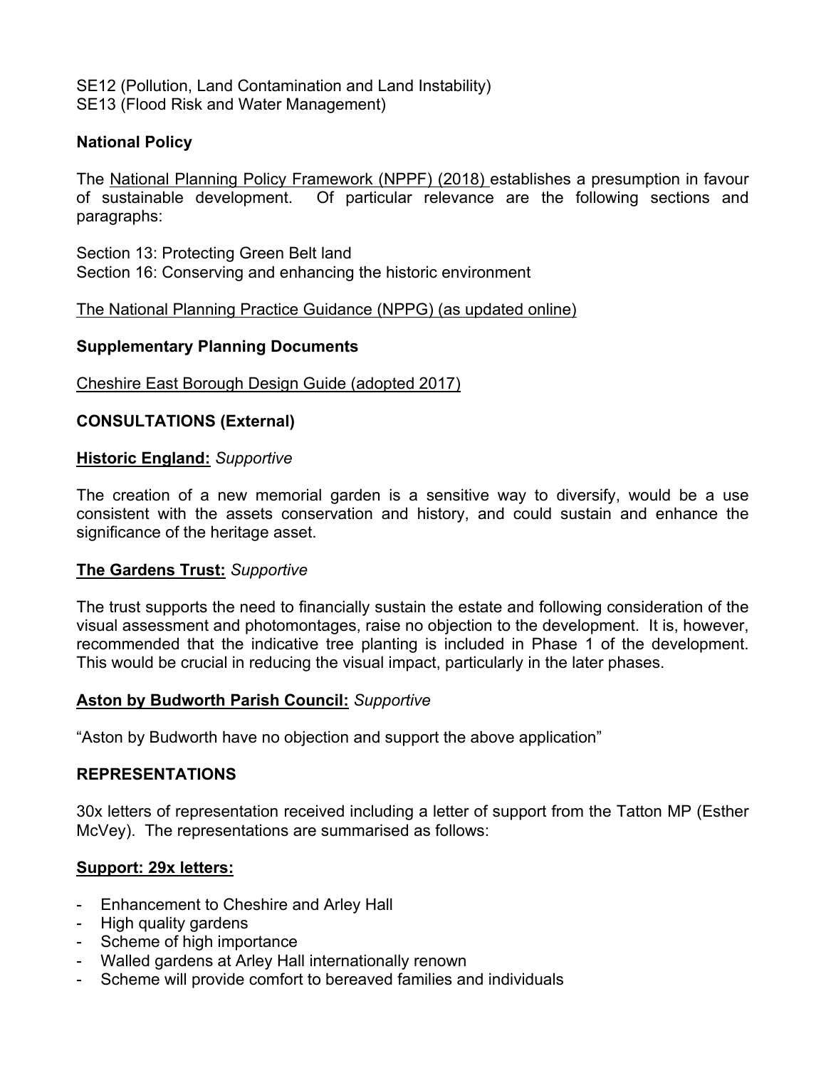SE12 (Pollution, Land Contamination and Land Instability)
SE13 (Flood Risk and Water Management)

**National Policy**

The National Planning Policy Framework (NPPF) (2018) establishes a presumption in favour of sustainable development. Of particular relevance are the following sections and paragraphs:

Section 13: Protecting Green Belt land
Section 16: Conserving and enhancing the historic environment

The National Planning Practice Guidance (NPPG) (as updated online)

**Supplementary Planning Documents**

Cheshire East Borough Design Guide (adopted 2017)

**CONSULTATIONS (External)**

**Historic England:** *Supportive*

The creation of a new memorial garden is a sensitive way to diversify, would be a use consistent with the assets conservation and history, and could sustain and enhance the significance of the heritage asset.

**The Gardens Trust:** *Supportive*

The trust supports the need to financially sustain the estate and following consideration of the visual assessment and photomontages, raise no objection to the development. It is, however, recommended that the indicative tree planting is included in Phase 1 of the development. This would be crucial in reducing the visual impact, particularly in the later phases.

**Aston by Budworth Parish Council:** *Supportive*

"Aston by Budworth have no objection and support the above application"

**REPRESENTATIONS**

30x letters of representation received including a letter of support from the Tatton MP (Esther McVey). The representations are summarised as follows:

**Support: 29x letters:**

- Enhancement to Cheshire and Arley Hall
- High quality gardens
- Scheme of high importance
- Walled gardens at Arley Hall internationally renown
- Scheme will provide comfort to bereaved families and individuals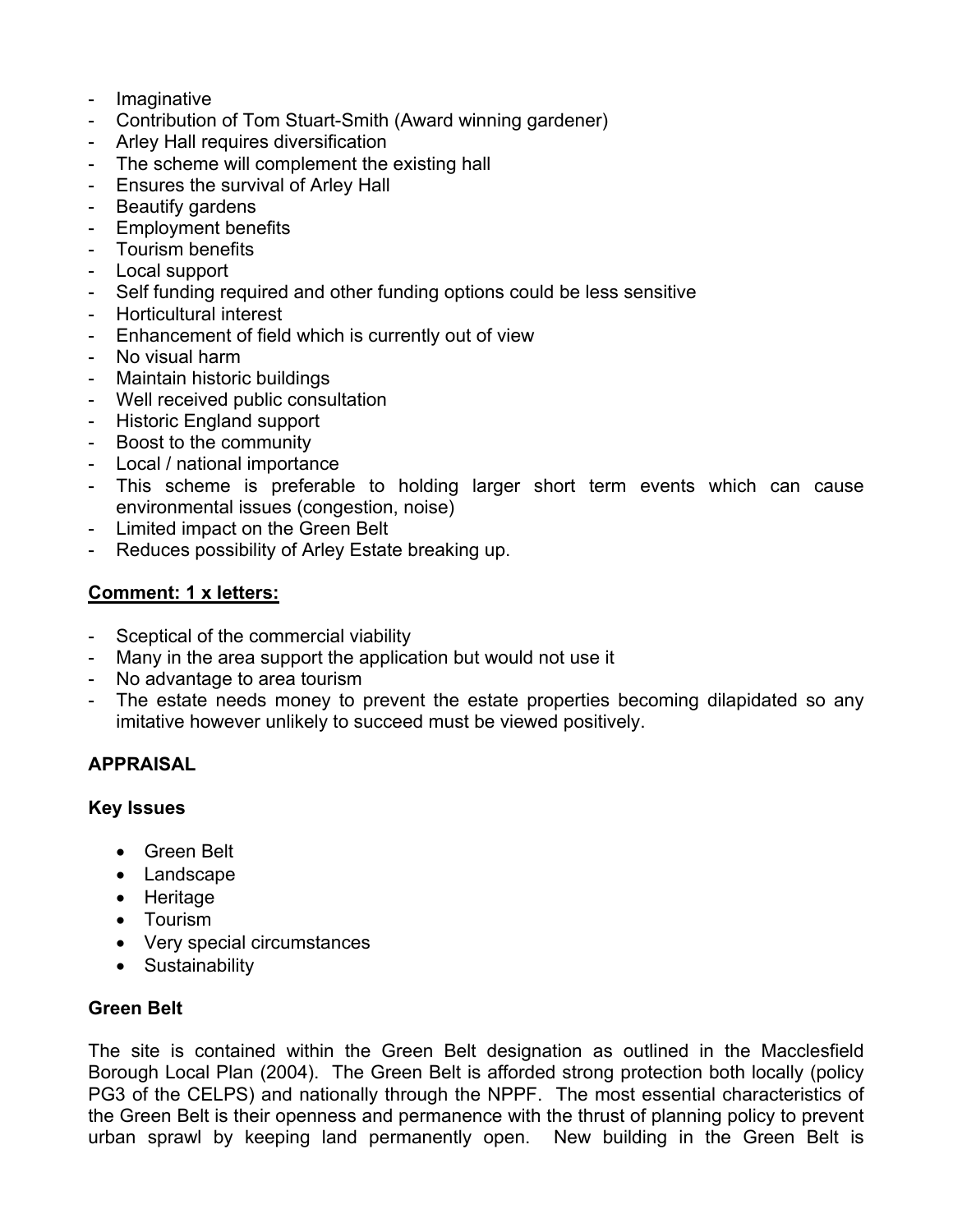- Imaginative
- Contribution of Tom Stuart-Smith (Award winning gardener)
- Arley Hall requires diversification
- The scheme will complement the existing hall
- Ensures the survival of Arley Hall
- Beautify gardens
- Employment benefits
- Tourism benefits
- Local support
- Self funding required and other funding options could be less sensitive
- Horticultural interest
- Enhancement of field which is currently out of view
- No visual harm
- Maintain historic buildings
- Well received public consultation
- Historic England support
- Boost to the community
- Local / national importance
- This scheme is preferable to holding larger short term events which can cause environmental issues (congestion, noise)
- Limited impact on the Green Belt
- Reduces possibility of Arley Estate breaking up.

**Comment: 1 x letters:**

- Sceptical of the commercial viability
- Many in the area support the application but would not use it
- No advantage to area tourism
- The estate needs money to prevent the estate properties becoming dilapidated so any imitative however unlikely to succeed must be viewed positively.

**APPRAISAL**

**Key Issues**

- Green Belt
- Landscape
- Heritage
- Tourism
- Very special circumstances
- Sustainability

**Green Belt**

The site is contained within the Green Belt designation as outlined in the Macclesfield Borough Local Plan (2004). The Green Belt is afforded strong protection both locally (policy PG3 of the CELPS) and nationally through the NPPF. The most essential characteristics of the Green Belt is their openness and permanence with the thrust of planning policy to prevent urban sprawl by keeping land permanently open. New building in the Green Belt is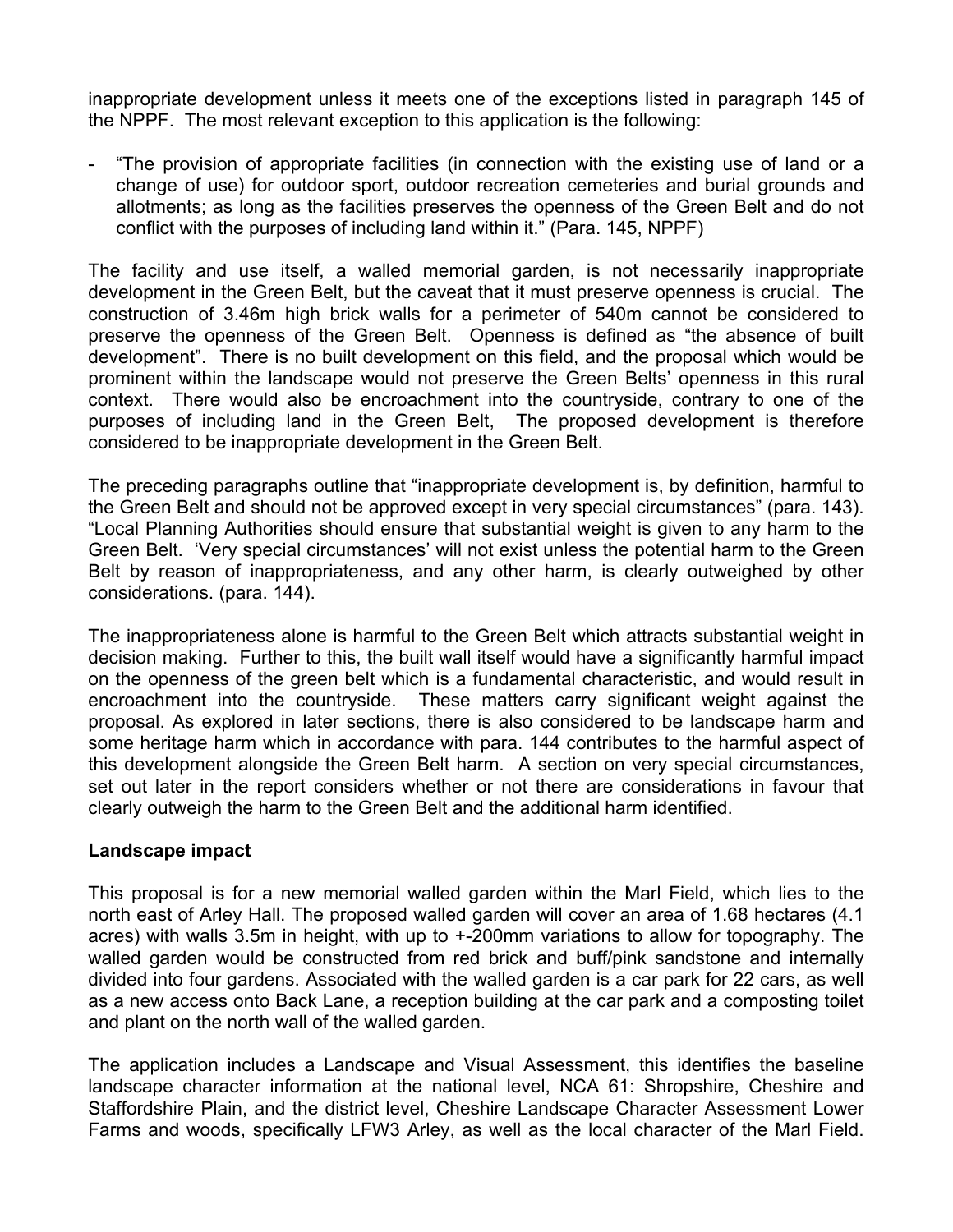inappropriate development unless it meets one of the exceptions listed in paragraph 145 of the NPPF. The most relevant exception to this application is the following:

- "The provision of appropriate facilities (in connection with the existing use of land or a change of use) for outdoor sport, outdoor recreation cemeteries and burial grounds and allotments; as long as the facilities preserves the openness of the Green Belt and do not conflict with the purposes of including land within it." (Para. 145, NPPF)

The facility and use itself, a walled memorial garden, is not necessarily inappropriate development in the Green Belt, but the caveat that it must preserve openness is crucial. The construction of 3.46m high brick walls for a perimeter of 540m cannot be considered to preserve the openness of the Green Belt. Openness is defined as "the absence of built development". There is no built development on this field, and the proposal which would be prominent within the landscape would not preserve the Green Belts' openness in this rural context. There would also be encroachment into the countryside, contrary to one of the purposes of including land in the Green Belt, The proposed development is therefore considered to be inappropriate development in the Green Belt.

The preceding paragraphs outline that "inappropriate development is, by definition, harmful to the Green Belt and should not be approved except in very special circumstances" (para. 143). "Local Planning Authorities should ensure that substantial weight is given to any harm to the Green Belt. 'Very special circumstances' will not exist unless the potential harm to the Green Belt by reason of inappropriateness, and any other harm, is clearly outweighed by other considerations. (para. 144).

The inappropriateness alone is harmful to the Green Belt which attracts substantial weight in decision making. Further to this, the built wall itself would have a significantly harmful impact on the openness of the green belt which is a fundamental characteristic, and would result in encroachment into the countryside. These matters carry significant weight against the proposal. As explored in later sections, there is also considered to be landscape harm and some heritage harm which in accordance with para. 144 contributes to the harmful aspect of this development alongside the Green Belt harm. A section on very special circumstances, set out later in the report considers whether or not there are considerations in favour that clearly outweigh the harm to the Green Belt and the additional harm identified.

**Landscape impact**

This proposal is for a new memorial walled garden within the Marl Field, which lies to the north east of Arley Hall. The proposed walled garden will cover an area of 1.68 hectares (4.1 acres) with walls 3.5m in height, with up to +-200mm variations to allow for topography. The walled garden would be constructed from red brick and buff/pink sandstone and internally divided into four gardens. Associated with the walled garden is a car park for 22 cars, as well as a new access onto Back Lane, a reception building at the car park and a composting toilet and plant on the north wall of the walled garden.

The application includes a Landscape and Visual Assessment, this identifies the baseline landscape character information at the national level, NCA 61: Shropshire, Cheshire and Staffordshire Plain, and the district level, Cheshire Landscape Character Assessment Lower Farms and woods, specifically LFW3 Arley, as well as the local character of the Marl Field.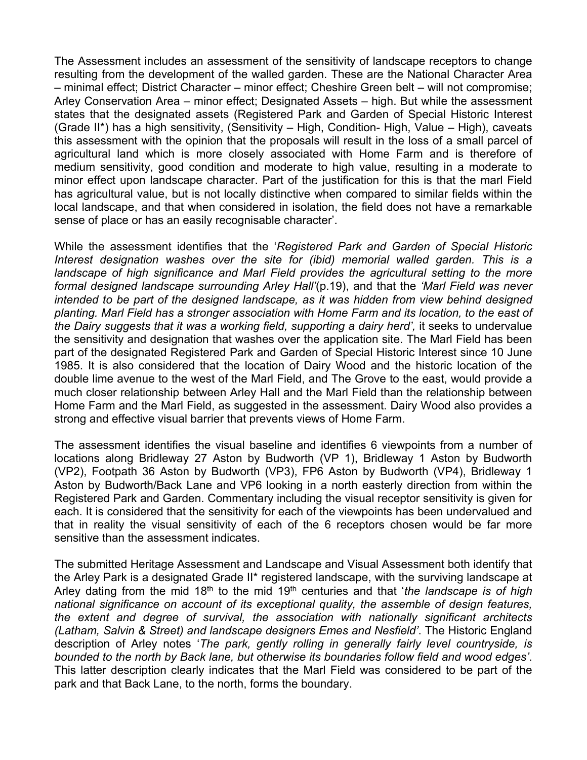The Assessment includes an assessment of the sensitivity of landscape receptors to change resulting from the development of the walled garden. These are the National Character Area – minimal effect; District Character – minor effect; Cheshire Green belt – will not compromise; Arley Conservation Area – minor effect; Designated Assets – high. But while the assessment states that the designated assets (Registered Park and Garden of Special Historic Interest (Grade II*) has a high sensitivity, (Sensitivity – High, Condition- High, Value – High), caveats this assessment with the opinion that the proposals will result in the loss of a small parcel of agricultural land which is more closely associated with Home Farm and is therefore of medium sensitivity, good condition and moderate to high value, resulting in a moderate to minor effect upon landscape character. Part of the justification for this is that the marl Field has agricultural value, but is not locally distinctive when compared to similar fields within the local landscape, and that when considered in isolation, the field does not have a remarkable sense of place or has an easily recognisable character'.

While the assessment identifies that the '*Registered Park and Garden of Special Historic Interest designation washes over the site for (ibid) memorial walled garden. This is a landscape of high significance and Marl Field provides the agricultural setting to the more formal designed landscape surrounding Arley Hall'*(p.19), and that the *'Marl Field was never intended to be part of the designed landscape, as it was hidden from view behind designed planting. Marl Field has a stronger association with Home Farm and its location, to the east of the Dairy suggests that it was a working field, supporting a dairy herd',* it seeks to undervalue the sensitivity and designation that washes over the application site. The Marl Field has been part of the designated Registered Park and Garden of Special Historic Interest since 10 June 1985. It is also considered that the location of Dairy Wood and the historic location of the double lime avenue to the west of the Marl Field, and The Grove to the east, would provide a much closer relationship between Arley Hall and the Marl Field than the relationship between Home Farm and the Marl Field, as suggested in the assessment. Dairy Wood also provides a strong and effective visual barrier that prevents views of Home Farm.

The assessment identifies the visual baseline and identifies 6 viewpoints from a number of locations along Bridleway 27 Aston by Budworth (VP 1), Bridleway 1 Aston by Budworth (VP2), Footpath 36 Aston by Budworth (VP3), FP6 Aston by Budworth (VP4), Bridleway 1 Aston by Budworth/Back Lane and VP6 looking in a north easterly direction from within the Registered Park and Garden. Commentary including the visual receptor sensitivity is given for each. It is considered that the sensitivity for each of the viewpoints has been undervalued and that in reality the visual sensitivity of each of the 6 receptors chosen would be far more sensitive than the assessment indicates.

The submitted Heritage Assessment and Landscape and Visual Assessment both identify that the Arley Park is a designated Grade II* registered landscape, with the surviving landscape at Arley dating from the mid 18th to the mid 19th centuries and that '*the landscape is of high national significance on account of its exceptional quality, the assemble of design features, the extent and degree of survival, the association with nationally significant architects (Latham, Salvin & Street) and landscape designers Emes and Nesfield'*. The Historic England description of Arley notes '*The park, gently rolling in generally fairly level countryside, is bounded to the north by Back lane, but otherwise its boundaries follow field and wood edges'*. This latter description clearly indicates that the Marl Field was considered to be part of the park and that Back Lane, to the north, forms the boundary.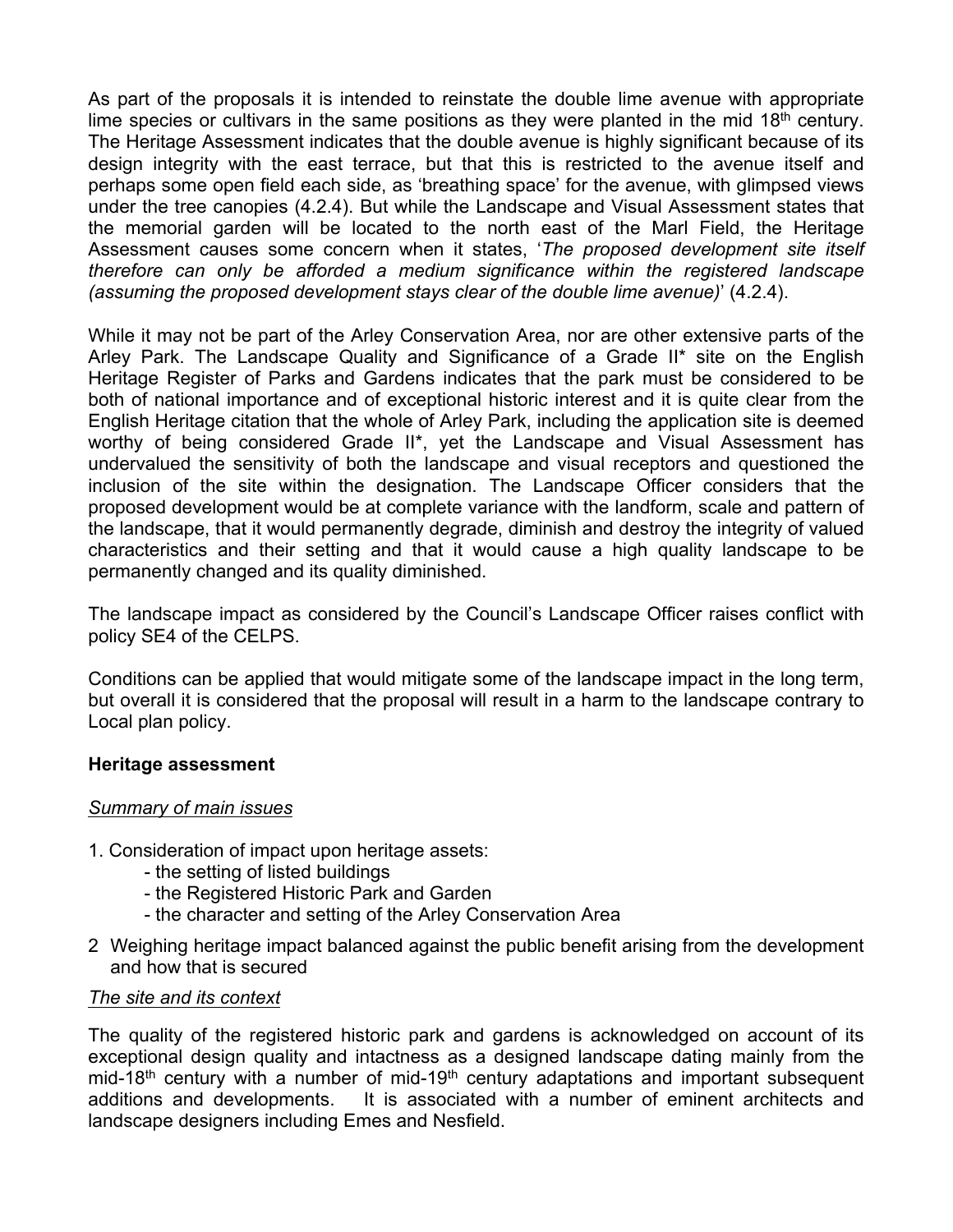As part of the proposals it is intended to reinstate the double lime avenue with appropriate lime species or cultivars in the same positions as they were planted in the mid 18th century. The Heritage Assessment indicates that the double avenue is highly significant because of its design integrity with the east terrace, but that this is restricted to the avenue itself and perhaps some open field each side, as 'breathing space' for the avenue, with glimpsed views under the tree canopies (4.2.4). But while the Landscape and Visual Assessment states that the memorial garden will be located to the north east of the Marl Field, the Heritage Assessment causes some concern when it states, '*The proposed development site itself therefore can only be afforded a medium significance within the registered landscape (assuming the proposed development stays clear of the double lime avenue)*' (4.2.4).

While it may not be part of the Arley Conservation Area, nor are other extensive parts of the Arley Park. The Landscape Quality and Significance of a Grade II* site on the English Heritage Register of Parks and Gardens indicates that the park must be considered to be both of national importance and of exceptional historic interest and it is quite clear from the English Heritage citation that the whole of Arley Park, including the application site is deemed worthy of being considered Grade II*, yet the Landscape and Visual Assessment has undervalued the sensitivity of both the landscape and visual receptors and questioned the inclusion of the site within the designation. The Landscape Officer considers that the proposed development would be at complete variance with the landform, scale and pattern of the landscape, that it would permanently degrade, diminish and destroy the integrity of valued characteristics and their setting and that it would cause a high quality landscape to be permanently changed and its quality diminished.

The landscape impact as considered by the Council's Landscape Officer raises conflict with policy SE4 of the CELPS.

Conditions can be applied that would mitigate some of the landscape impact in the long term, but overall it is considered that the proposal will result in a harm to the landscape contrary to Local plan policy.

**Heritage assessment**

*Summary of main issues*

1. Consideration of impact upon heritage assets:
   - the setting of listed buildings
   - the Registered Historic Park and Garden
   - the character and setting of the Arley Conservation Area
2. Weighing heritage impact balanced against the public benefit arising from the development and how that is secured

*The site and its context*

The quality of the registered historic park and gardens is acknowledged on account of its exceptional design quality and intactness as a designed landscape dating mainly from the mid-18th century with a number of mid-19th century adaptations and important subsequent additions and developments. It is associated with a number of eminent architects and landscape designers including Emes and Nesfield.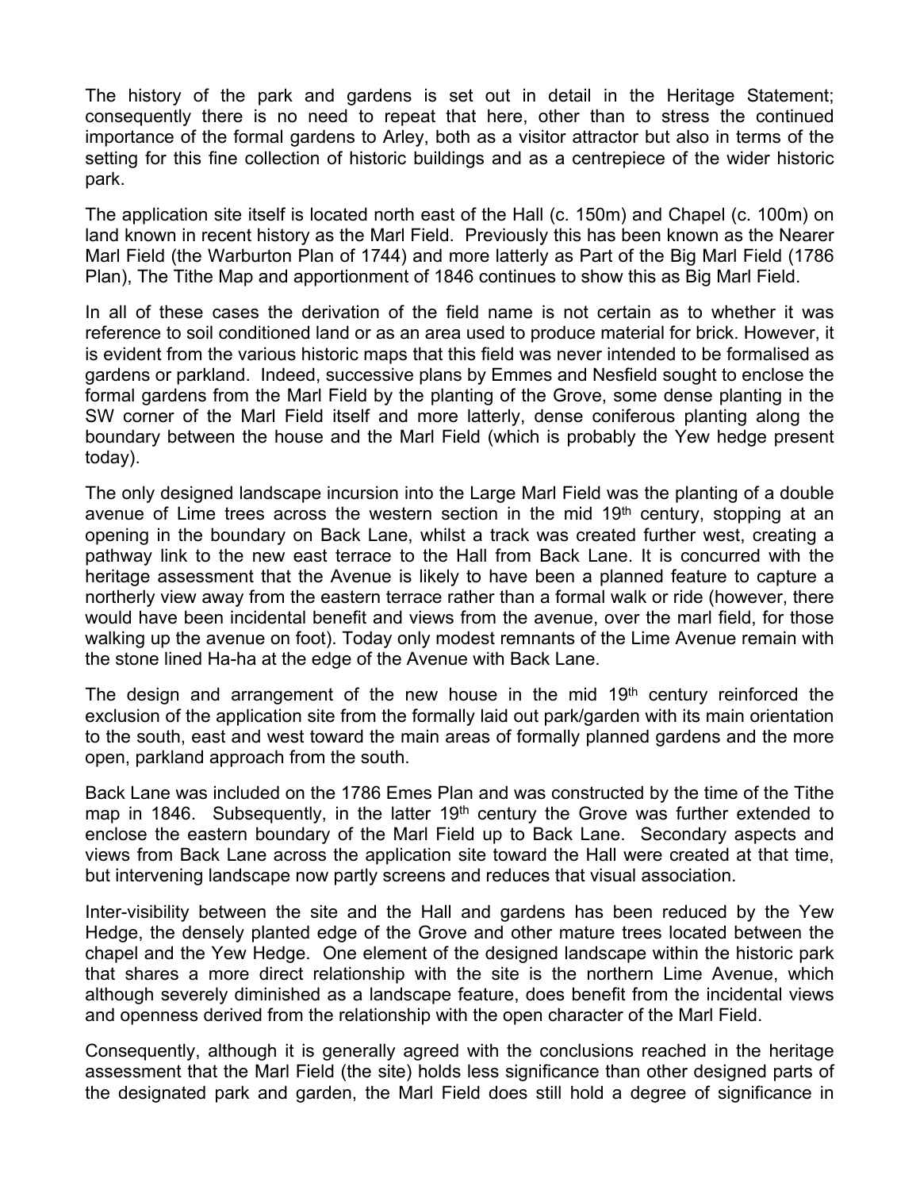The history of the park and gardens is set out in detail in the Heritage Statement; consequently there is no need to repeat that here, other than to stress the continued importance of the formal gardens to Arley, both as a visitor attractor but also in terms of the setting for this fine collection of historic buildings and as a centrepiece of the wider historic park.

The application site itself is located north east of the Hall (c. 150m) and Chapel (c. 100m) on land known in recent history as the Marl Field. Previously this has been known as the Nearer Marl Field (the Warburton Plan of 1744) and more latterly as Part of the Big Marl Field (1786 Plan), The Tithe Map and apportionment of 1846 continues to show this as Big Marl Field.

In all of these cases the derivation of the field name is not certain as to whether it was reference to soil conditioned land or as an area used to produce material for brick. However, it is evident from the various historic maps that this field was never intended to be formalised as gardens or parkland. Indeed, successive plans by Emmes and Nesfield sought to enclose the formal gardens from the Marl Field by the planting of the Grove, some dense planting in the SW corner of the Marl Field itself and more latterly, dense coniferous planting along the boundary between the house and the Marl Field (which is probably the Yew hedge present today).

The only designed landscape incursion into the Large Marl Field was the planting of a double avenue of Lime trees across the western section in the mid 19th century, stopping at an opening in the boundary on Back Lane, whilst a track was created further west, creating a pathway link to the new east terrace to the Hall from Back Lane. It is concurred with the heritage assessment that the Avenue is likely to have been a planned feature to capture a northerly view away from the eastern terrace rather than a formal walk or ride (however, there would have been incidental benefit and views from the avenue, over the marl field, for those walking up the avenue on foot). Today only modest remnants of the Lime Avenue remain with the stone lined Ha-ha at the edge of the Avenue with Back Lane.

The design and arrangement of the new house in the mid 19th century reinforced the exclusion of the application site from the formally laid out park/garden with its main orientation to the south, east and west toward the main areas of formally planned gardens and the more open, parkland approach from the south.

Back Lane was included on the 1786 Emes Plan and was constructed by the time of the Tithe map in 1846. Subsequently, in the latter 19th century the Grove was further extended to enclose the eastern boundary of the Marl Field up to Back Lane. Secondary aspects and views from Back Lane across the application site toward the Hall were created at that time, but intervening landscape now partly screens and reduces that visual association.

Inter-visibility between the site and the Hall and gardens has been reduced by the Yew Hedge, the densely planted edge of the Grove and other mature trees located between the chapel and the Yew Hedge. One element of the designed landscape within the historic park that shares a more direct relationship with the site is the northern Lime Avenue, which although severely diminished as a landscape feature, does benefit from the incidental views and openness derived from the relationship with the open character of the Marl Field.

Consequently, although it is generally agreed with the conclusions reached in the heritage assessment that the Marl Field (the site) holds less significance than other designed parts of the designated park and garden, the Marl Field does still hold a degree of significance in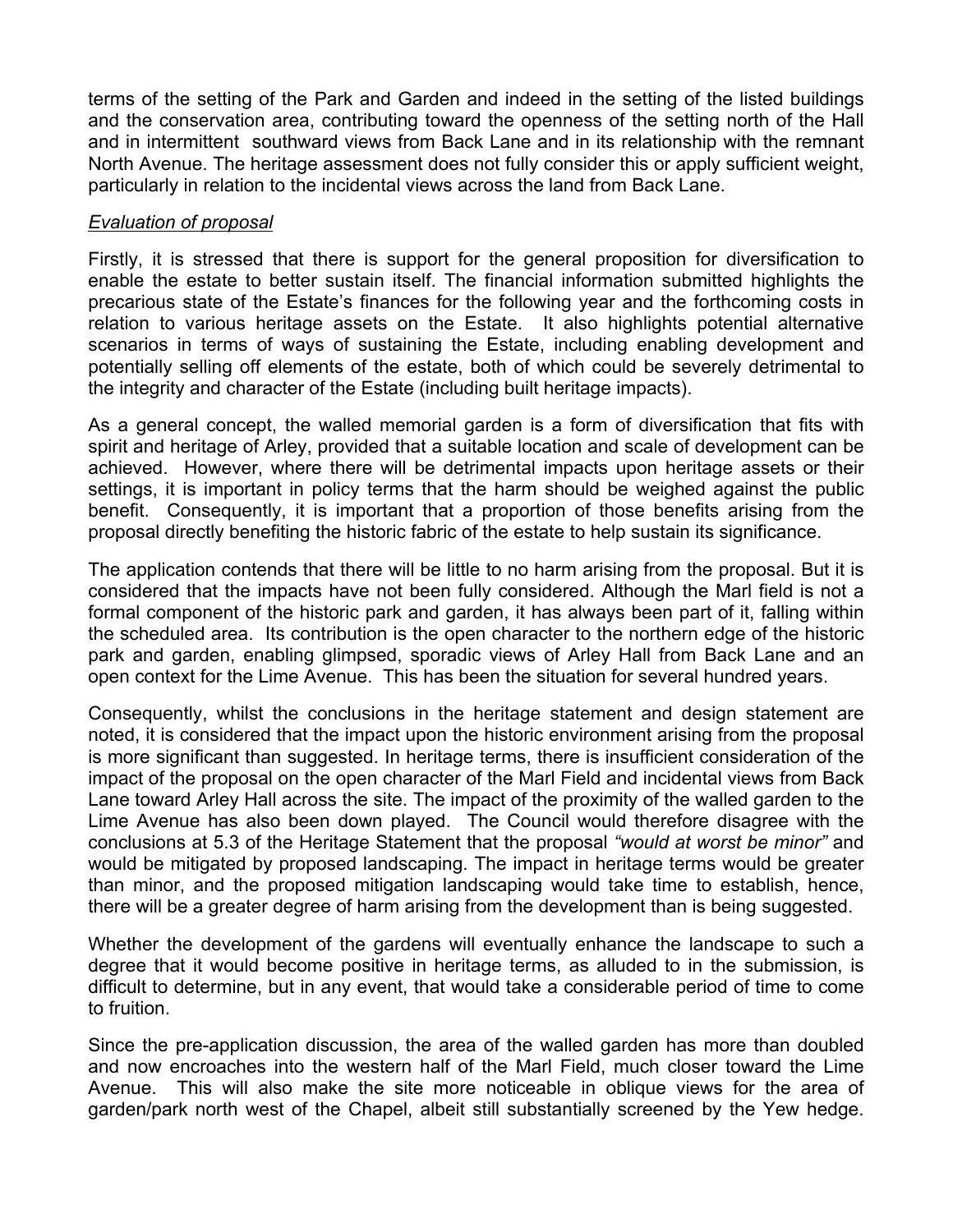terms of the setting of the Park and Garden and indeed in the setting of the listed buildings and the conservation area, contributing toward the openness of the setting north of the Hall and in intermittent southward views from Back Lane and in its relationship with the remnant North Avenue. The heritage assessment does not fully consider this or apply sufficient weight, particularly in relation to the incidental views across the land from Back Lane.

*Evaluation of proposal*

Firstly, it is stressed that there is support for the general proposition for diversification to enable the estate to better sustain itself. The financial information submitted highlights the precarious state of the Estate's finances for the following year and the forthcoming costs in relation to various heritage assets on the Estate. It also highlights potential alternative scenarios in terms of ways of sustaining the Estate, including enabling development and potentially selling off elements of the estate, both of which could be severely detrimental to the integrity and character of the Estate (including built heritage impacts).

As a general concept, the walled memorial garden is a form of diversification that fits with spirit and heritage of Arley, provided that a suitable location and scale of development can be achieved. However, where there will be detrimental impacts upon heritage assets or their settings, it is important in policy terms that the harm should be weighed against the public benefit. Consequently, it is important that a proportion of those benefits arising from the proposal directly benefiting the historic fabric of the estate to help sustain its significance.

The application contends that there will be little to no harm arising from the proposal. But it is considered that the impacts have not been fully considered. Although the Marl field is not a formal component of the historic park and garden, it has always been part of it, falling within the scheduled area. Its contribution is the open character to the northern edge of the historic park and garden, enabling glimpsed, sporadic views of Arley Hall from Back Lane and an open context for the Lime Avenue. This has been the situation for several hundred years.

Consequently, whilst the conclusions in the heritage statement and design statement are noted, it is considered that the impact upon the historic environment arising from the proposal is more significant than suggested. In heritage terms, there is insufficient consideration of the impact of the proposal on the open character of the Marl Field and incidental views from Back Lane toward Arley Hall across the site. The impact of the proximity of the walled garden to the Lime Avenue has also been down played. The Council would therefore disagree with the conclusions at 5.3 of the Heritage Statement that the proposal *"would at worst be minor"* and would be mitigated by proposed landscaping. The impact in heritage terms would be greater than minor, and the proposed mitigation landscaping would take time to establish, hence, there will be a greater degree of harm arising from the development than is being suggested.

Whether the development of the gardens will eventually enhance the landscape to such a degree that it would become positive in heritage terms, as alluded to in the submission, is difficult to determine, but in any event, that would take a considerable period of time to come to fruition.

Since the pre-application discussion, the area of the walled garden has more than doubled and now encroaches into the western half of the Marl Field, much closer toward the Lime Avenue. This will also make the site more noticeable in oblique views for the area of garden/park north west of the Chapel, albeit still substantially screened by the Yew hedge.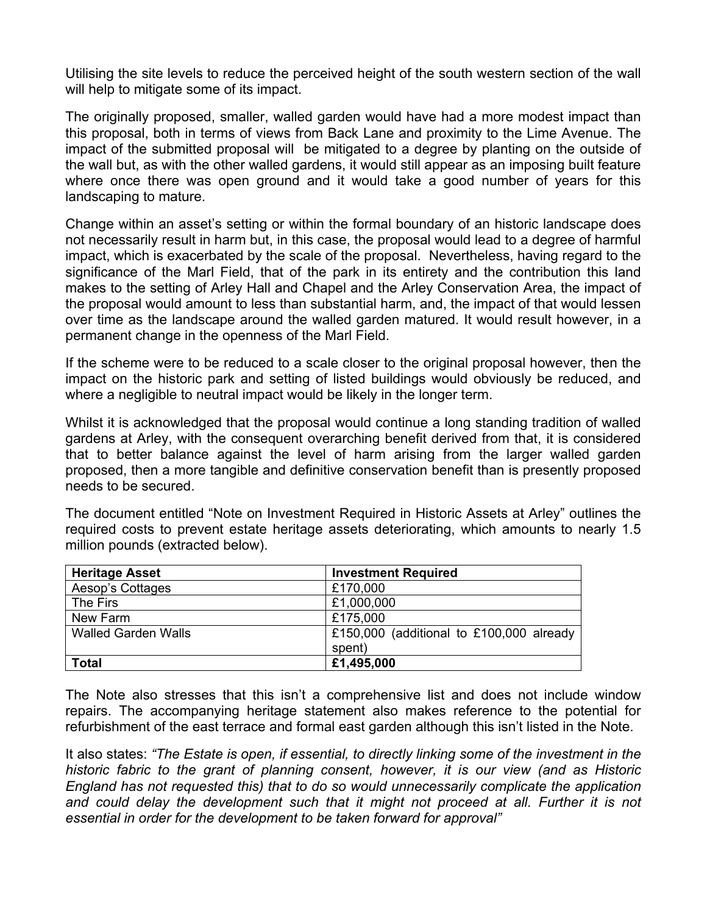Utilising the site levels to reduce the perceived height of the south western section of the wall will help to mitigate some of its impact.

The originally proposed, smaller, walled garden would have had a more modest impact than this proposal, both in terms of views from Back Lane and proximity to the Lime Avenue. The impact of the submitted proposal will be mitigated to a degree by planting on the outside of the wall but, as with the other walled gardens, it would still appear as an imposing built feature where once there was open ground and it would take a good number of years for this landscaping to mature.

Change within an asset's setting or within the formal boundary of an historic landscape does not necessarily result in harm but, in this case, the proposal would lead to a degree of harmful impact, which is exacerbated by the scale of the proposal. Nevertheless, having regard to the significance of the Marl Field, that of the park in its entirety and the contribution this land makes to the setting of Arley Hall and Chapel and the Arley Conservation Area, the impact of the proposal would amount to less than substantial harm, and, the impact of that would lessen over time as the landscape around the walled garden matured. It would result however, in a permanent change in the openness of the Marl Field.

If the scheme were to be reduced to a scale closer to the original proposal however, then the impact on the historic park and setting of listed buildings would obviously be reduced, and where a negligible to neutral impact would be likely in the longer term.

Whilst it is acknowledged that the proposal would continue a long standing tradition of walled gardens at Arley, with the consequent overarching benefit derived from that, it is considered that to better balance against the level of harm arising from the larger walled garden proposed, then a more tangible and definitive conservation benefit than is presently proposed needs to be secured.

The document entitled "Note on Investment Required in Historic Assets at Arley" outlines the required costs to prevent estate heritage assets deteriorating, which amounts to nearly 1.5 million pounds (extracted below).

| **Heritage Asset** | **Investment Required** |
| --- | --- |
| Aesop's Cottages | £170,000 |
| The Firs | £1,000,000 |
| New Farm | £175,000 |
| Walled Garden Walls | £150,000 (additional to £100,000 already spent) |
| **Total** | **£1,495,000** |

The Note also stresses that this isn't a comprehensive list and does not include window repairs. The accompanying heritage statement also makes reference to the potential for refurbishment of the east terrace and formal east garden although this isn't listed in the Note.

It also states: *"The Estate is open, if essential, to directly linking some of the investment in the historic fabric to the grant of planning consent, however, it is our view (and as Historic England has not requested this) that to do so would unnecessarily complicate the application and could delay the development such that it might not proceed at all. Further it is not essential in order for the development to be taken forward for approval"*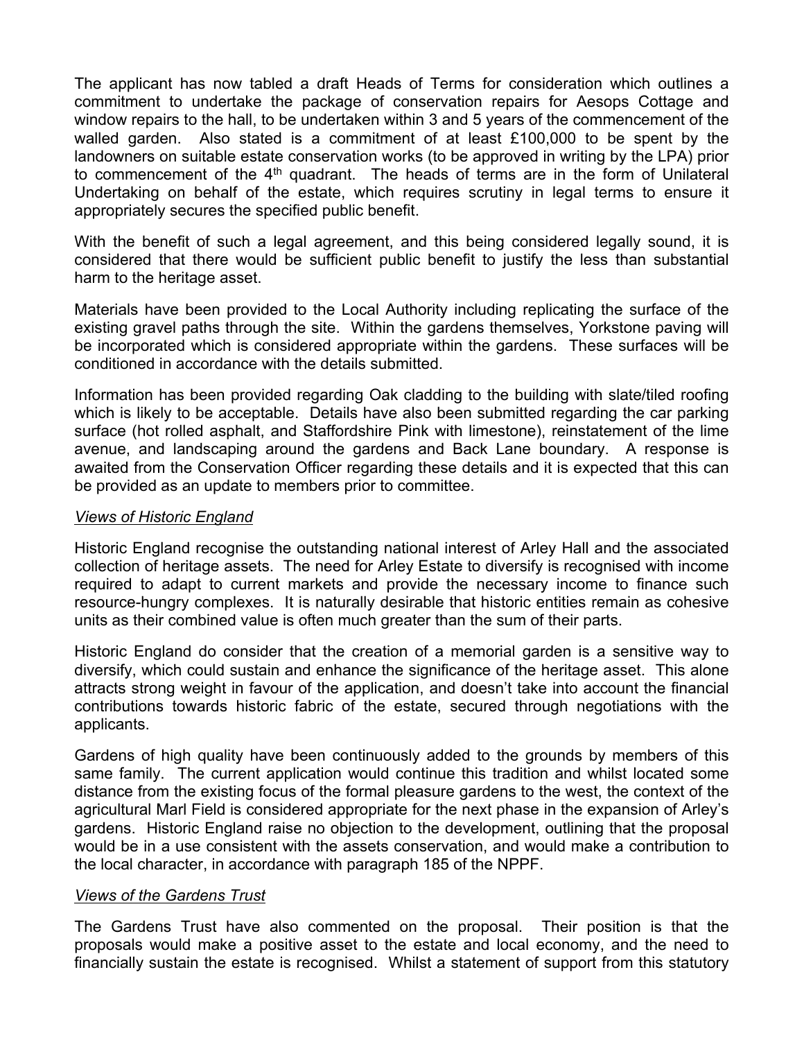The applicant has now tabled a draft Heads of Terms for consideration which outlines a commitment to undertake the package of conservation repairs for Aesops Cottage and window repairs to the hall, to be undertaken within 3 and 5 years of the commencement of the walled garden. Also stated is a commitment of at least £100,000 to be spent by the landowners on suitable estate conservation works (to be approved in writing by the LPA) prior to commencement of the 4th quadrant. The heads of terms are in the form of Unilateral Undertaking on behalf of the estate, which requires scrutiny in legal terms to ensure it appropriately secures the specified public benefit.

With the benefit of such a legal agreement, and this being considered legally sound, it is considered that there would be sufficient public benefit to justify the less than substantial harm to the heritage asset.

Materials have been provided to the Local Authority including replicating the surface of the existing gravel paths through the site. Within the gardens themselves, Yorkstone paving will be incorporated which is considered appropriate within the gardens. These surfaces will be conditioned in accordance with the details submitted.

Information has been provided regarding Oak cladding to the building with slate/tiled roofing which is likely to be acceptable. Details have also been submitted regarding the car parking surface (hot rolled asphalt, and Staffordshire Pink with limestone), reinstatement of the lime avenue, and landscaping around the gardens and Back Lane boundary. A response is awaited from the Conservation Officer regarding these details and it is expected that this can be provided as an update to members prior to committee.

*Views of Historic England*

Historic England recognise the outstanding national interest of Arley Hall and the associated collection of heritage assets. The need for Arley Estate to diversify is recognised with income required to adapt to current markets and provide the necessary income to finance such resource-hungry complexes. It is naturally desirable that historic entities remain as cohesive units as their combined value is often much greater than the sum of their parts.

Historic England do consider that the creation of a memorial garden is a sensitive way to diversify, which could sustain and enhance the significance of the heritage asset. This alone attracts strong weight in favour of the application, and doesn't take into account the financial contributions towards historic fabric of the estate, secured through negotiations with the applicants.

Gardens of high quality have been continuously added to the grounds by members of this same family. The current application would continue this tradition and whilst located some distance from the existing focus of the formal pleasure gardens to the west, the context of the agricultural Marl Field is considered appropriate for the next phase in the expansion of Arley's gardens. Historic England raise no objection to the development, outlining that the proposal would be in a use consistent with the assets conservation, and would make a contribution to the local character, in accordance with paragraph 185 of the NPPF.

*Views of the Gardens Trust*

The Gardens Trust have also commented on the proposal. Their position is that the proposals would make a positive asset to the estate and local economy, and the need to financially sustain the estate is recognised. Whilst a statement of support from this statutory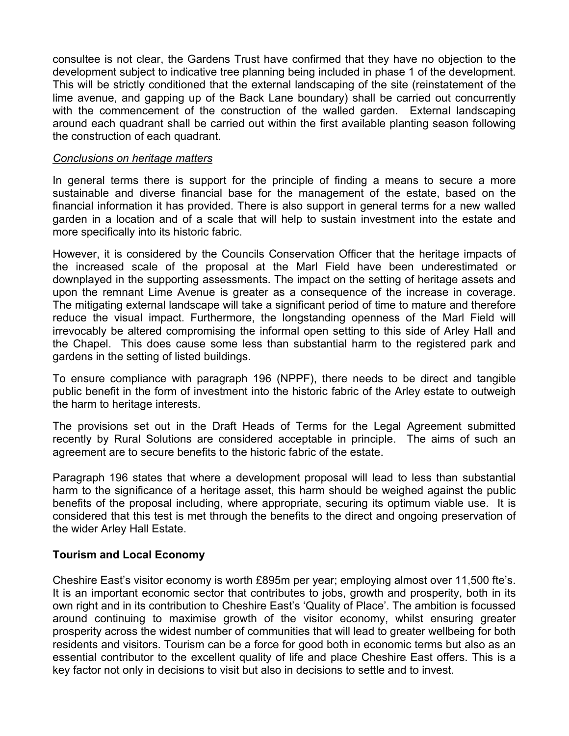consultee is not clear, the Gardens Trust have confirmed that they have no objection to the development subject to indicative tree planning being included in phase 1 of the development. This will be strictly conditioned that the external landscaping of the site (reinstatement of the lime avenue, and gapping up of the Back Lane boundary) shall be carried out concurrently with the commencement of the construction of the walled garden. External landscaping around each quadrant shall be carried out within the first available planting season following the construction of each quadrant.

*Conclusions on heritage matters*

In general terms there is support for the principle of finding a means to secure a more sustainable and diverse financial base for the management of the estate, based on the financial information it has provided. There is also support in general terms for a new walled garden in a location and of a scale that will help to sustain investment into the estate and more specifically into its historic fabric.

However, it is considered by the Councils Conservation Officer that the heritage impacts of the increased scale of the proposal at the Marl Field have been underestimated or downplayed in the supporting assessments. The impact on the setting of heritage assets and upon the remnant Lime Avenue is greater as a consequence of the increase in coverage. The mitigating external landscape will take a significant period of time to mature and therefore reduce the visual impact. Furthermore, the longstanding openness of the Marl Field will irrevocably be altered compromising the informal open setting to this side of Arley Hall and the Chapel. This does cause some less than substantial harm to the registered park and gardens in the setting of listed buildings.

To ensure compliance with paragraph 196 (NPPF), there needs to be direct and tangible public benefit in the form of investment into the historic fabric of the Arley estate to outweigh the harm to heritage interests.

The provisions set out in the Draft Heads of Terms for the Legal Agreement submitted recently by Rural Solutions are considered acceptable in principle. The aims of such an agreement are to secure benefits to the historic fabric of the estate.

Paragraph 196 states that where a development proposal will lead to less than substantial harm to the significance of a heritage asset, this harm should be weighed against the public benefits of the proposal including, where appropriate, securing its optimum viable use. It is considered that this test is met through the benefits to the direct and ongoing preservation of the wider Arley Hall Estate.

**Tourism and Local Economy**

Cheshire East's visitor economy is worth £895m per year; employing almost over 11,500 fte's. It is an important economic sector that contributes to jobs, growth and prosperity, both in its own right and in its contribution to Cheshire East's 'Quality of Place'. The ambition is focussed around continuing to maximise growth of the visitor economy, whilst ensuring greater prosperity across the widest number of communities that will lead to greater wellbeing for both residents and visitors. Tourism can be a force for good both in economic terms but also as an essential contributor to the excellent quality of life and place Cheshire East offers. This is a key factor not only in decisions to visit but also in decisions to settle and to invest.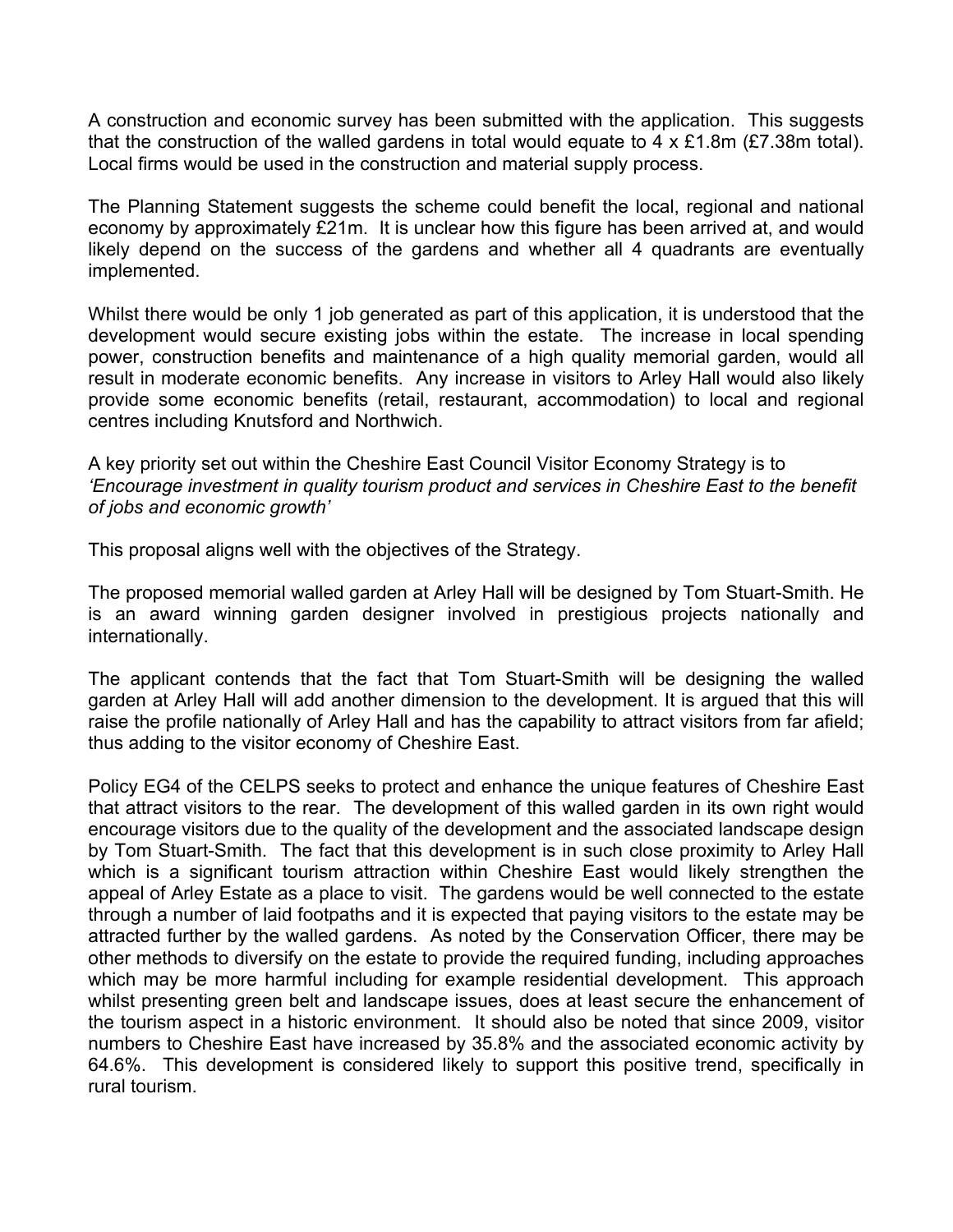A construction and economic survey has been submitted with the application. This suggests that the construction of the walled gardens in total would equate to 4 x £1.8m (£7.38m total). Local firms would be used in the construction and material supply process.

The Planning Statement suggests the scheme could benefit the local, regional and national economy by approximately £21m. It is unclear how this figure has been arrived at, and would likely depend on the success of the gardens and whether all 4 quadrants are eventually implemented.

Whilst there would be only 1 job generated as part of this application, it is understood that the development would secure existing jobs within the estate. The increase in local spending power, construction benefits and maintenance of a high quality memorial garden, would all result in moderate economic benefits. Any increase in visitors to Arley Hall would also likely provide some economic benefits (retail, restaurant, accommodation) to local and regional centres including Knutsford and Northwich.

A key priority set out within the Cheshire East Council Visitor Economy Strategy is to *'Encourage investment in quality tourism product and services in Cheshire East to the benefit of jobs and economic growth'*

This proposal aligns well with the objectives of the Strategy.

The proposed memorial walled garden at Arley Hall will be designed by Tom Stuart-Smith. He is an award winning garden designer involved in prestigious projects nationally and internationally.

The applicant contends that the fact that Tom Stuart-Smith will be designing the walled garden at Arley Hall will add another dimension to the development. It is argued that this will raise the profile nationally of Arley Hall and has the capability to attract visitors from far afield; thus adding to the visitor economy of Cheshire East.

Policy EG4 of the CELPS seeks to protect and enhance the unique features of Cheshire East that attract visitors to the rear. The development of this walled garden in its own right would encourage visitors due to the quality of the development and the associated landscape design by Tom Stuart-Smith. The fact that this development is in such close proximity to Arley Hall which is a significant tourism attraction within Cheshire East would likely strengthen the appeal of Arley Estate as a place to visit. The gardens would be well connected to the estate through a number of laid footpaths and it is expected that paying visitors to the estate may be attracted further by the walled gardens. As noted by the Conservation Officer, there may be other methods to diversify on the estate to provide the required funding, including approaches which may be more harmful including for example residential development. This approach whilst presenting green belt and landscape issues, does at least secure the enhancement of the tourism aspect in a historic environment. It should also be noted that since 2009, visitor numbers to Cheshire East have increased by 35.8% and the associated economic activity by 64.6%. This development is considered likely to support this positive trend, specifically in rural tourism.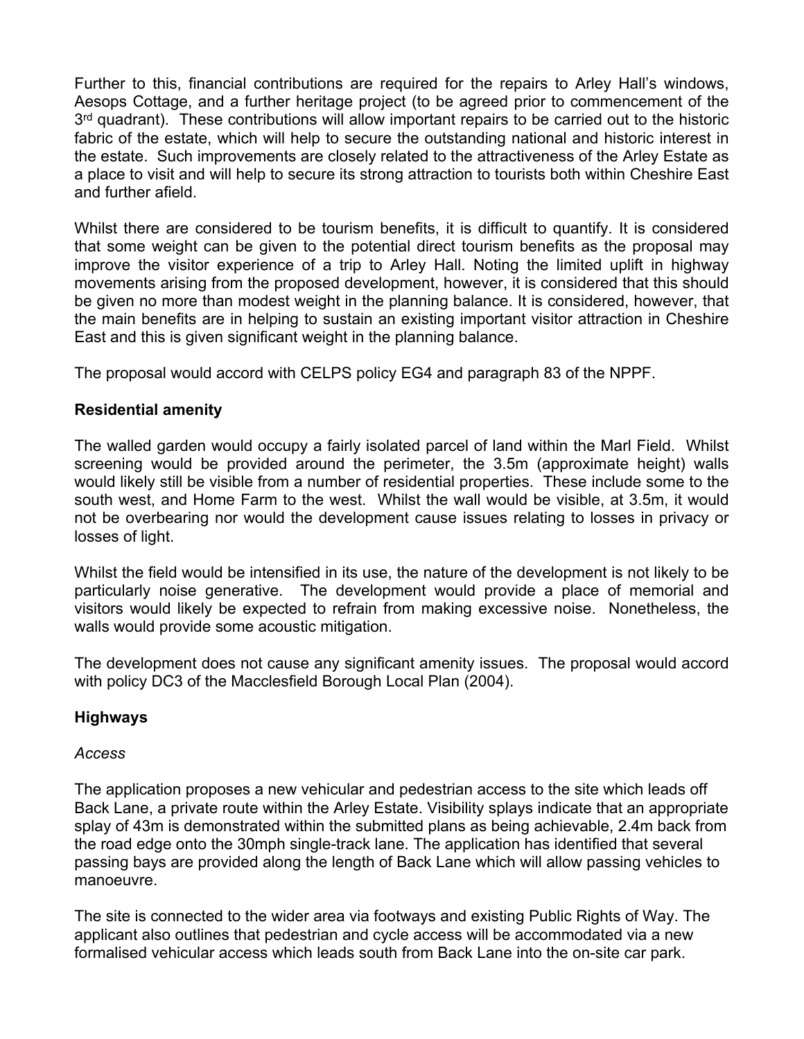Further to this, financial contributions are required for the repairs to Arley Hall's windows, Aesops Cottage, and a further heritage project (to be agreed prior to commencement of the 3rd quadrant). These contributions will allow important repairs to be carried out to the historic fabric of the estate, which will help to secure the outstanding national and historic interest in the estate. Such improvements are closely related to the attractiveness of the Arley Estate as a place to visit and will help to secure its strong attraction to tourists both within Cheshire East and further afield.

Whilst there are considered to be tourism benefits, it is difficult to quantify. It is considered that some weight can be given to the potential direct tourism benefits as the proposal may improve the visitor experience of a trip to Arley Hall. Noting the limited uplift in highway movements arising from the proposed development, however, it is considered that this should be given no more than modest weight in the planning balance. It is considered, however, that the main benefits are in helping to sustain an existing important visitor attraction in Cheshire East and this is given significant weight in the planning balance.

The proposal would accord with CELPS policy EG4 and paragraph 83 of the NPPF.

**Residential amenity**

The walled garden would occupy a fairly isolated parcel of land within the Marl Field. Whilst screening would be provided around the perimeter, the 3.5m (approximate height) walls would likely still be visible from a number of residential properties. These include some to the south west, and Home Farm to the west. Whilst the wall would be visible, at 3.5m, it would not be overbearing nor would the development cause issues relating to losses in privacy or losses of light.

Whilst the field would be intensified in its use, the nature of the development is not likely to be particularly noise generative. The development would provide a place of memorial and visitors would likely be expected to refrain from making excessive noise. Nonetheless, the walls would provide some acoustic mitigation.

The development does not cause any significant amenity issues. The proposal would accord with policy DC3 of the Macclesfield Borough Local Plan (2004).

**Highways**

*Access*

The application proposes a new vehicular and pedestrian access to the site which leads off Back Lane, a private route within the Arley Estate. Visibility splays indicate that an appropriate splay of 43m is demonstrated within the submitted plans as being achievable, 2.4m back from the road edge onto the 30mph single-track lane. The application has identified that several passing bays are provided along the length of Back Lane which will allow passing vehicles to manoeuvre.

The site is connected to the wider area via footways and existing Public Rights of Way. The applicant also outlines that pedestrian and cycle access will be accommodated via a new formalised vehicular access which leads south from Back Lane into the on-site car park.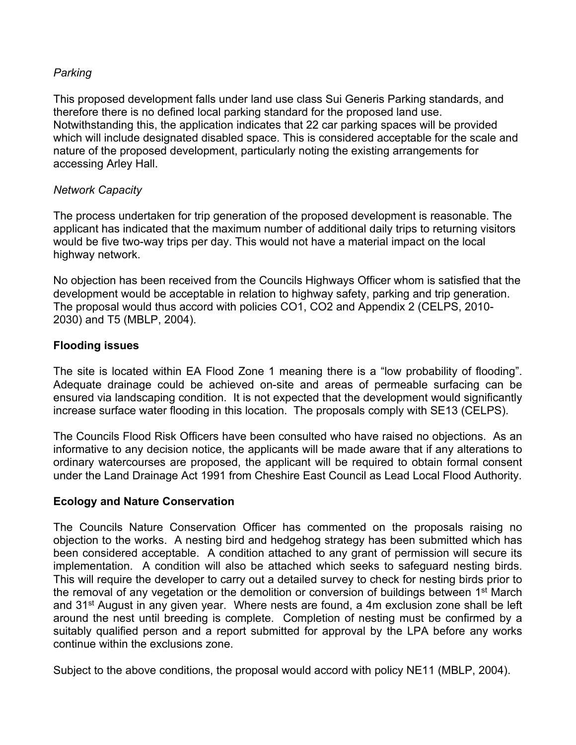*Parking*

This proposed development falls under land use class Sui Generis Parking standards, and therefore there is no defined local parking standard for the proposed land use. Notwithstanding this, the application indicates that 22 car parking spaces will be provided which will include designated disabled space. This is considered acceptable for the scale and nature of the proposed development, particularly noting the existing arrangements for accessing Arley Hall.

*Network Capacity*

The process undertaken for trip generation of the proposed development is reasonable. The applicant has indicated that the maximum number of additional daily trips to returning visitors would be five two-way trips per day. This would not have a material impact on the local highway network.

No objection has been received from the Councils Highways Officer whom is satisfied that the development would be acceptable in relation to highway safety, parking and trip generation. The proposal would thus accord with policies CO1, CO2 and Appendix 2 (CELPS, 2010-2030) and T5 (MBLP, 2004).

**Flooding issues**

The site is located within EA Flood Zone 1 meaning there is a "low probability of flooding". Adequate drainage could be achieved on-site and areas of permeable surfacing can be ensured via landscaping condition. It is not expected that the development would significantly increase surface water flooding in this location. The proposals comply with SE13 (CELPS).

The Councils Flood Risk Officers have been consulted who have raised no objections. As an informative to any decision notice, the applicants will be made aware that if any alterations to ordinary watercourses are proposed, the applicant will be required to obtain formal consent under the Land Drainage Act 1991 from Cheshire East Council as Lead Local Flood Authority.

**Ecology and Nature Conservation**

The Councils Nature Conservation Officer has commented on the proposals raising no objection to the works. A nesting bird and hedgehog strategy has been submitted which has been considered acceptable. A condition attached to any grant of permission will secure its implementation. A condition will also be attached which seeks to safeguard nesting birds. This will require the developer to carry out a detailed survey to check for nesting birds prior to the removal of any vegetation or the demolition or conversion of buildings between 1st March and 31st August in any given year. Where nests are found, a 4m exclusion zone shall be left around the nest until breeding is complete. Completion of nesting must be confirmed by a suitably qualified person and a report submitted for approval by the LPA before any works continue within the exclusions zone.

Subject to the above conditions, the proposal would accord with policy NE11 (MBLP, 2004).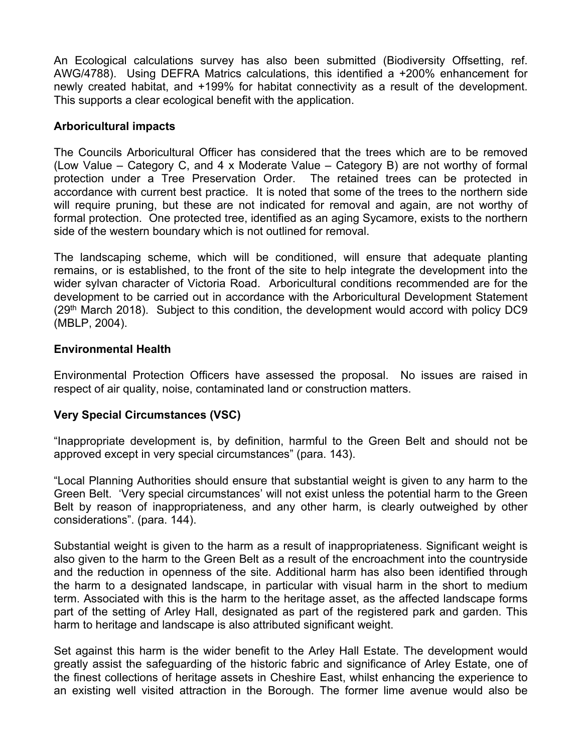An Ecological calculations survey has also been submitted (Biodiversity Offsetting, ref. AWG/4788). Using DEFRA Matrics calculations, this identified a +200% enhancement for newly created habitat, and +199% for habitat connectivity as a result of the development. This supports a clear ecological benefit with the application.

**Arboricultural impacts**

The Councils Arboricultural Officer has considered that the trees which are to be removed (Low Value – Category C, and 4 x Moderate Value – Category B) are not worthy of formal protection under a Tree Preservation Order. The retained trees can be protected in accordance with current best practice. It is noted that some of the trees to the northern side will require pruning, but these are not indicated for removal and again, are not worthy of formal protection. One protected tree, identified as an aging Sycamore, exists to the northern side of the western boundary which is not outlined for removal.

The landscaping scheme, which will be conditioned, will ensure that adequate planting remains, or is established, to the front of the site to help integrate the development into the wider sylvan character of Victoria Road. Arboricultural conditions recommended are for the development to be carried out in accordance with the Arboricultural Development Statement (29th March 2018). Subject to this condition, the development would accord with policy DC9 (MBLP, 2004).

**Environmental Health**

Environmental Protection Officers have assessed the proposal. No issues are raised in respect of air quality, noise, contaminated land or construction matters.

**Very Special Circumstances (VSC)**

"Inappropriate development is, by definition, harmful to the Green Belt and should not be approved except in very special circumstances" (para. 143).

"Local Planning Authorities should ensure that substantial weight is given to any harm to the Green Belt. 'Very special circumstances' will not exist unless the potential harm to the Green Belt by reason of inappropriateness, and any other harm, is clearly outweighed by other considerations". (para. 144).

Substantial weight is given to the harm as a result of inappropriateness. Significant weight is also given to the harm to the Green Belt as a result of the encroachment into the countryside and the reduction in openness of the site. Additional harm has also been identified through the harm to a designated landscape, in particular with visual harm in the short to medium term. Associated with this is the harm to the heritage asset, as the affected landscape forms part of the setting of Arley Hall, designated as part of the registered park and garden. This harm to heritage and landscape is also attributed significant weight.

Set against this harm is the wider benefit to the Arley Hall Estate. The development would greatly assist the safeguarding of the historic fabric and significance of Arley Estate, one of the finest collections of heritage assets in Cheshire East, whilst enhancing the experience to an existing well visited attraction in the Borough. The former lime avenue would also be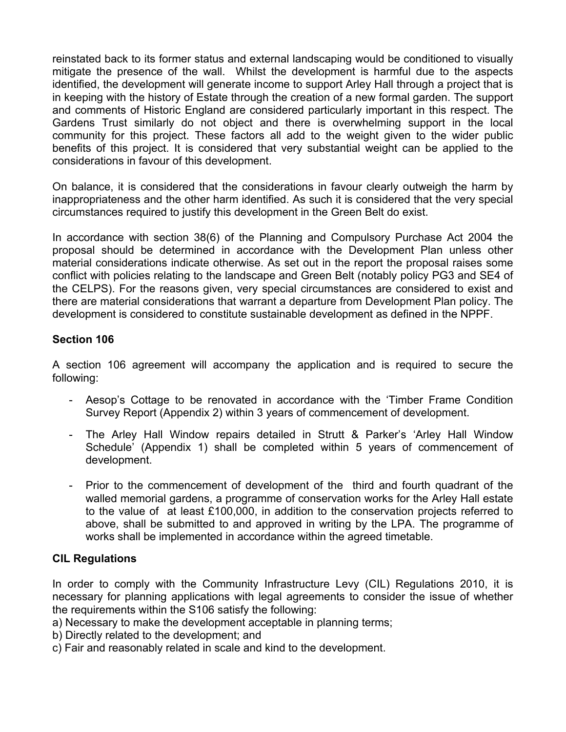reinstated back to its former status and external landscaping would be conditioned to visually mitigate the presence of the wall. Whilst the development is harmful due to the aspects identified, the development will generate income to support Arley Hall through a project that is in keeping with the history of Estate through the creation of a new formal garden. The support and comments of Historic England are considered particularly important in this respect. The Gardens Trust similarly do not object and there is overwhelming support in the local community for this project. These factors all add to the weight given to the wider public benefits of this project. It is considered that very substantial weight can be applied to the considerations in favour of this development.

On balance, it is considered that the considerations in favour clearly outweigh the harm by inappropriateness and the other harm identified. As such it is considered that the very special circumstances required to justify this development in the Green Belt do exist.

In accordance with section 38(6) of the Planning and Compulsory Purchase Act 2004 the proposal should be determined in accordance with the Development Plan unless other material considerations indicate otherwise. As set out in the report the proposal raises some conflict with policies relating to the landscape and Green Belt (notably policy PG3 and SE4 of the CELPS). For the reasons given, very special circumstances are considered to exist and there are material considerations that warrant a departure from Development Plan policy. The development is considered to constitute sustainable development as defined in the NPPF.

**Section 106**

A section 106 agreement will accompany the application and is required to secure the following:

- Aesop's Cottage to be renovated in accordance with the 'Timber Frame Condition Survey Report (Appendix 2) within 3 years of commencement of development.
- The Arley Hall Window repairs detailed in Strutt & Parker's 'Arley Hall Window Schedule' (Appendix 1) shall be completed within 5 years of commencement of development.
- Prior to the commencement of development of the third and fourth quadrant of the walled memorial gardens, a programme of conservation works for the Arley Hall estate to the value of at least £100,000, in addition to the conservation projects referred to above, shall be submitted to and approved in writing by the LPA. The programme of works shall be implemented in accordance within the agreed timetable.

**CIL Regulations**

In order to comply with the Community Infrastructure Levy (CIL) Regulations 2010, it is necessary for planning applications with legal agreements to consider the issue of whether the requirements within the S106 satisfy the following:

a) Necessary to make the development acceptable in planning terms;
b) Directly related to the development; and
c) Fair and reasonably related in scale and kind to the development.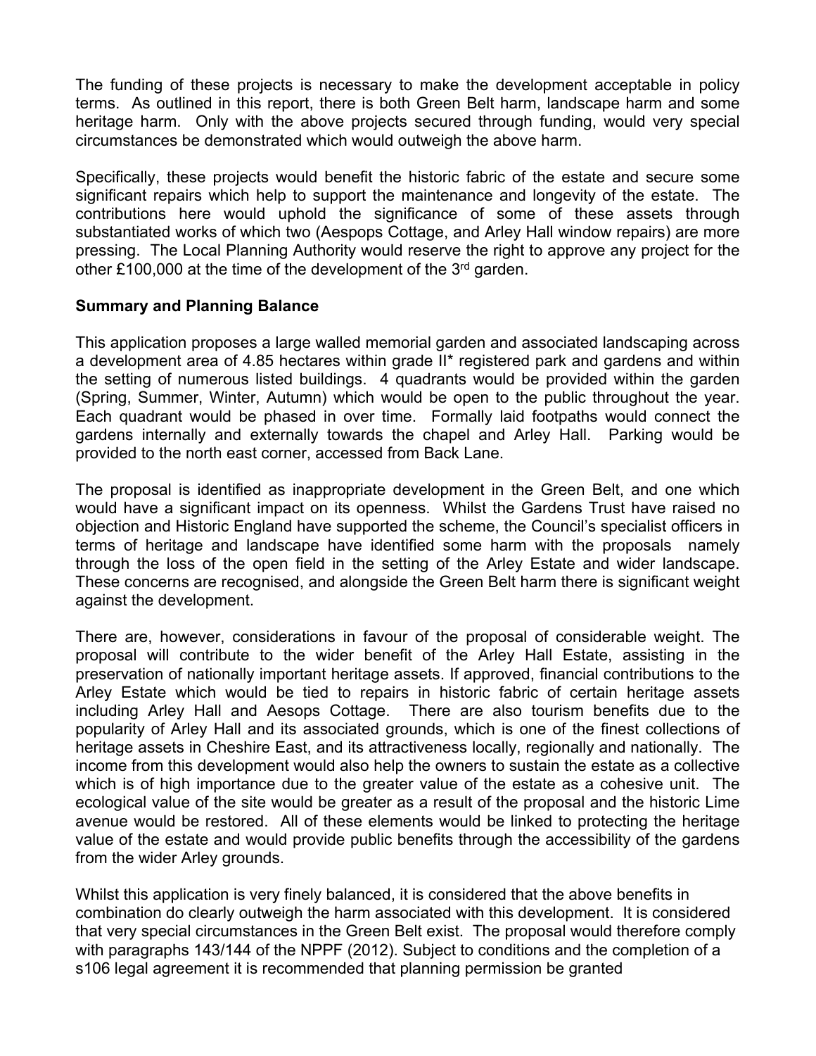The funding of these projects is necessary to make the development acceptable in policy terms. As outlined in this report, there is both Green Belt harm, landscape harm and some heritage harm. Only with the above projects secured through funding, would very special circumstances be demonstrated which would outweigh the above harm.

Specifically, these projects would benefit the historic fabric of the estate and secure some significant repairs which help to support the maintenance and longevity of the estate. The contributions here would uphold the significance of some of these assets through substantiated works of which two (Aespops Cottage, and Arley Hall window repairs) are more pressing. The Local Planning Authority would reserve the right to approve any project for the other £100,000 at the time of the development of the 3rd garden.

**Summary and Planning Balance**

This application proposes a large walled memorial garden and associated landscaping across a development area of 4.85 hectares within grade II* registered park and gardens and within the setting of numerous listed buildings. 4 quadrants would be provided within the garden (Spring, Summer, Winter, Autumn) which would be open to the public throughout the year. Each quadrant would be phased in over time. Formally laid footpaths would connect the gardens internally and externally towards the chapel and Arley Hall. Parking would be provided to the north east corner, accessed from Back Lane.

The proposal is identified as inappropriate development in the Green Belt, and one which would have a significant impact on its openness. Whilst the Gardens Trust have raised no objection and Historic England have supported the scheme, the Council's specialist officers in terms of heritage and landscape have identified some harm with the proposals namely through the loss of the open field in the setting of the Arley Estate and wider landscape. These concerns are recognised, and alongside the Green Belt harm there is significant weight against the development.

There are, however, considerations in favour of the proposal of considerable weight. The proposal will contribute to the wider benefit of the Arley Hall Estate, assisting in the preservation of nationally important heritage assets. If approved, financial contributions to the Arley Estate which would be tied to repairs in historic fabric of certain heritage assets including Arley Hall and Aesops Cottage. There are also tourism benefits due to the popularity of Arley Hall and its associated grounds, which is one of the finest collections of heritage assets in Cheshire East, and its attractiveness locally, regionally and nationally. The income from this development would also help the owners to sustain the estate as a collective which is of high importance due to the greater value of the estate as a cohesive unit. The ecological value of the site would be greater as a result of the proposal and the historic Lime avenue would be restored. All of these elements would be linked to protecting the heritage value of the estate and would provide public benefits through the accessibility of the gardens from the wider Arley grounds.

Whilst this application is very finely balanced, it is considered that the above benefits in combination do clearly outweigh the harm associated with this development. It is considered that very special circumstances in the Green Belt exist. The proposal would therefore comply with paragraphs 143/144 of the NPPF (2012). Subject to conditions and the completion of a s106 legal agreement it is recommended that planning permission be granted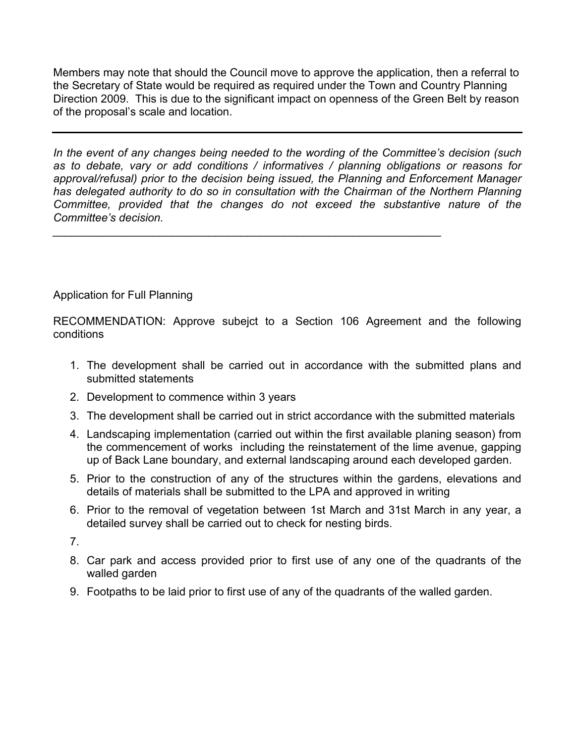Members may note that should the Council move to approve the application, then a referral to the Secretary of State would be required as required under the Town and Country Planning Direction 2009. This is due to the significant impact on openness of the Green Belt by reason of the proposal's scale and location.

---

*In the event of any changes being needed to the wording of the Committee's decision (such as to debate, vary or add conditions / informatives / planning obligations or reasons for approval/refusal) prior to the decision being issued, the Planning and Enforcement Manager has delegated authority to do so in consultation with the Chairman of the Northern Planning Committee, provided that the changes do not exceed the substantive nature of the Committee's decision.*

---

Application for Full Planning

RECOMMENDATION: Approve subejct to a Section 106 Agreement and the following conditions

1. The development shall be carried out in accordance with the submitted plans and submitted statements
2. Development to commence within 3 years
3. The development shall be carried out in strict accordance with the submitted materials
4. Landscaping implementation (carried out within the first available planing season) from the commencement of works including the reinstatement of the lime avenue, gapping up of Back Lane boundary, and external landscaping around each developed garden.
5. Prior to the construction of any of the structures within the gardens, elevations and details of materials shall be submitted to the LPA and approved in writing
6. Prior to the removal of vegetation between 1st March and 31st March in any year, a detailed survey shall be carried out to check for nesting birds.
7. 
8. Car park and access provided prior to first use of any one of the quadrants of the walled garden
9. Footpaths to be laid prior to first use of any of the quadrants of the walled garden.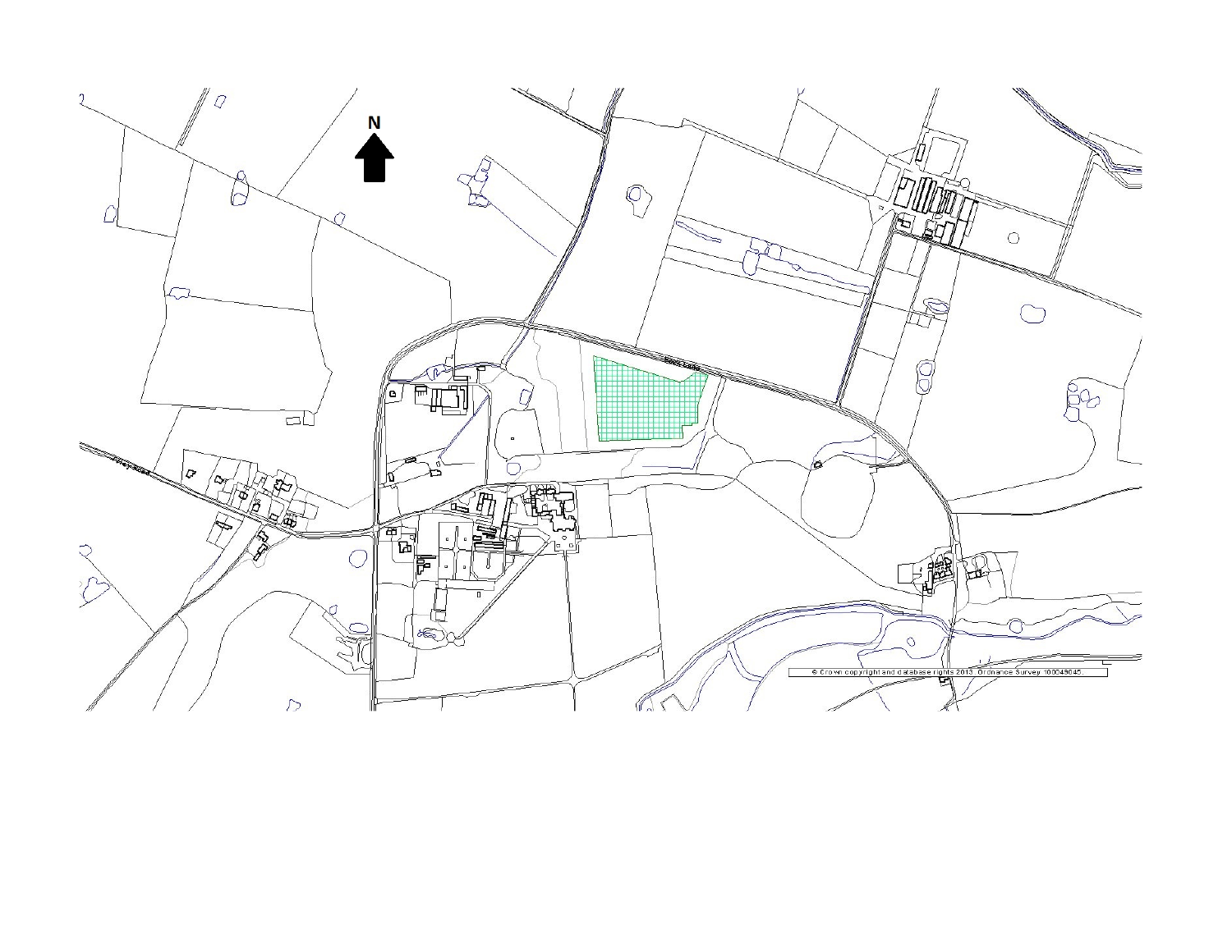N

© Crown copyright and database rights 2013. Ordnance Survey 100049045.